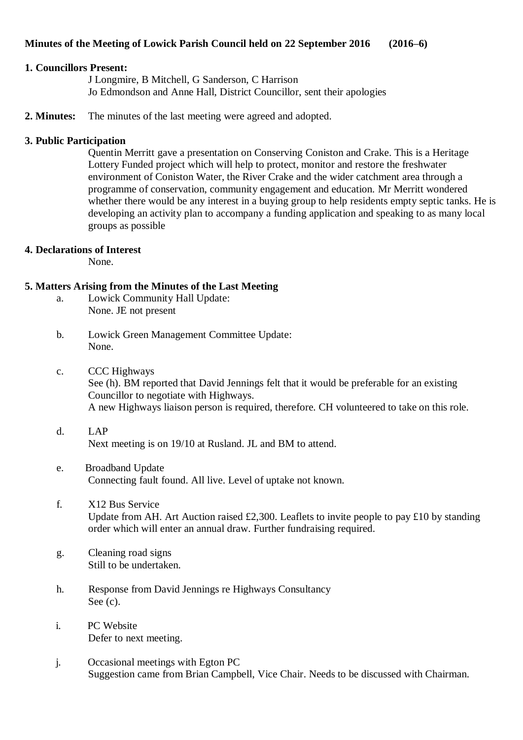**Minutes of the Meeting of Lowick Parish Council held on 22 September 2016 (2016–6)**

**1. Councillors Present:**

J Longmire, B Mitchell, G Sanderson, C Harrison
Jo Edmondson and Anne Hall, District Councillor, sent their apologies

**2. Minutes:** The minutes of the last meeting were agreed and adopted.

**3. Public Participation**

Quentin Merritt gave a presentation on Conserving Coniston and Crake. This is a Heritage Lottery Funded project which will help to protect, monitor and restore the freshwater environment of Coniston Water, the River Crake and the wider catchment area through a programme of conservation, community engagement and education. Mr Merritt wondered whether there would be any interest in a buying group to help residents empty septic tanks. He is developing an activity plan to accompany a funding application and speaking to as many local groups as possible

**4. Declarations of Interest**

None.

**5. Matters Arising from the Minutes of the Last Meeting**

a. Lowick Community Hall Update:
None. JE not present

b. Lowick Green Management Committee Update:
None.

c. CCC Highways
See (h). BM reported that David Jennings felt that it would be preferable for an existing Councillor to negotiate with Highways.
A new Highways liaison person is required, therefore. CH volunteered to take on this role.

d. LAP
Next meeting is on 19/10 at Rusland. JL and BM to attend.

e. Broadband Update
Connecting fault found. All live. Level of uptake not known.

f. X12 Bus Service
Update from AH. Art Auction raised £2,300. Leaflets to invite people to pay £10 by standing order which will enter an annual draw. Further fundraising required.

g. Cleaning road signs
Still to be undertaken.

h. Response from David Jennings re Highways Consultancy
See (c).

i. PC Website
Defer to next meeting.

j. Occasional meetings with Egton PC
Suggestion came from Brian Campbell, Vice Chair. Needs to be discussed with Chairman.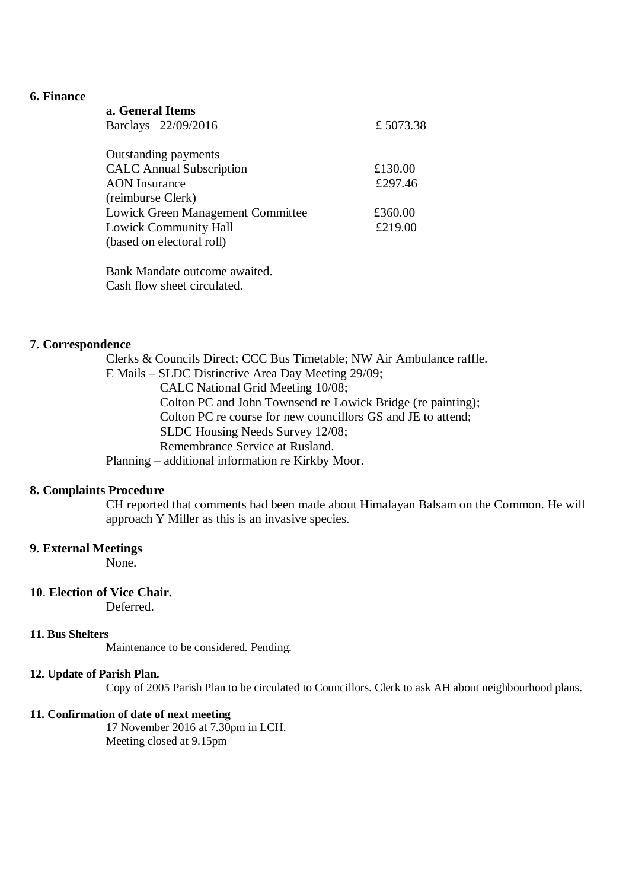**6. Finance**

**a. General Items**

| | |
|---|---|
| Barclays 22/09/2016 | £ 5073.38 |
| Outstanding payments | |
| CALC Annual Subscription | £130.00 |
| AON Insurance (reimburse Clerk) | £297.46 |
| Lowick Green Management Committee | £360.00 |
| Lowick Community Hall (based on electoral roll) | £219.00 |

Bank Mandate outcome awaited.
Cash flow sheet circulated.

**7. Correspondence**

Clerks & Councils Direct; CCC Bus Timetable; NW Air Ambulance raffle.
E Mails – SLDC Distinctive Area Day Meeting 29/09;
CALC National Grid Meeting 10/08;
Colton PC and John Townsend re Lowick Bridge (re painting);
Colton PC re course for new councillors GS and JE to attend;
SLDC Housing Needs Survey 12/08;
Remembrance Service at Rusland.
Planning – additional information re Kirkby Moor.

**8. Complaints Procedure**

CH reported that comments had been made about Himalayan Balsam on the Common. He will approach Y Miller as this is an invasive species.

**9. External Meetings**

None.

**10**. **Election of Vice Chair.**

Deferred.

**11. Bus Shelters**

Maintenance to be considered. Pending.

**12. Update of Parish Plan.**

Copy of 2005 Parish Plan to be circulated to Councillors. Clerk to ask AH about neighbourhood plans.

**11. Confirmation of date of next meeting**

17 November 2016 at 7.30pm in LCH.
Meeting closed at 9.15pm